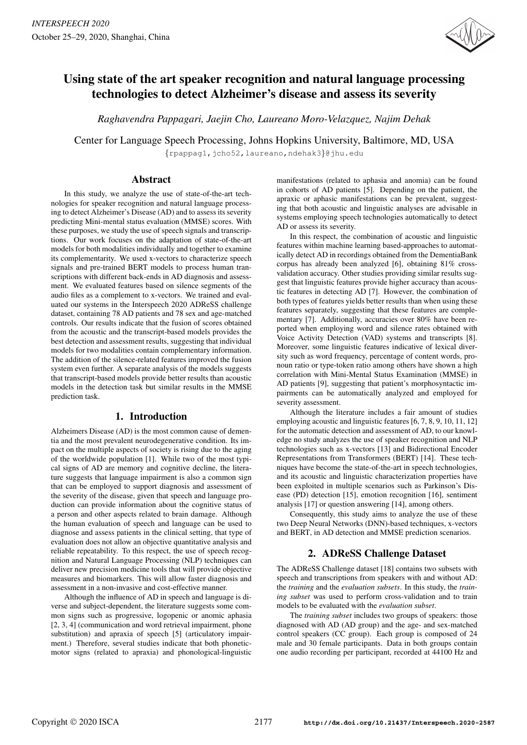# Using state of the art speaker recognition and natural language processing technologies to detect Alzheimer's disease and assess its severity

*Raghavendra Pappagari, Jaejin Cho, Laureano Moro-Velazquez, Najim Dehak*

Center for Language Speech Processing, Johns Hopkins University, Baltimore, MD, USA

{rpappag1,jcho52,laureano,ndehak3}@jhu.edu

## Abstract

In this study, we analyze the use of state-of-the-art technologies for speaker recognition and natural language processing to detect Alzheimer's Disease (AD) and to assess its severity predicting Mini-mental status evaluation (MMSE) scores. With these purposes, we study the use of speech signals and transcriptions. Our work focuses on the adaptation of state-of-the-art models for both modalities individually and together to examine its complementarity. We used x-vectors to characterize speech signals and pre-trained BERT models to process human transcriptions with different back-ends in AD diagnosis and assessment. We evaluated features based on silence segments of the audio files as a complement to x-vectors. We trained and evaluated our systems in the Interspeech 2020 ADReSS challenge dataset, containing 78 AD patients and 78 sex and age-matched controls. Our results indicate that the fusion of scores obtained from the acoustic and the transcript-based models provides the best detection and assessment results, suggesting that individual models for two modalities contain complementary information. The addition of the silence-related features improved the fusion system even further. A separate analysis of the models suggests that transcript-based models provide better results than acoustic models in the detection task but similar results in the MMSE prediction task.

## 1. Introduction

Alzheimers Disease (AD) is the most common cause of dementia and the most prevalent neurodegenerative condition. Its impact on the multiple aspects of society is rising due to the aging of the worldwide population [1]. While two of the most typical signs of AD are memory and cognitive decline, the literature suggests that language impairment is also a common sign that can be employed to support diagnosis and assessment of the severity of the disease, given that speech and language production can provide information about the cognitive status of a person and other aspects related to brain damage. Although the human evaluation of speech and language can be used to diagnose and assess patients in the clinical setting, that type of evaluation does not allow an objective quantitative analysis and reliable repeatability. To this respect, the use of speech recognition and Natural Language Processing (NLP) techniques can deliver new precision medicine tools that will provide objective measures and biomarkers. This will allow faster diagnosis and assessment in a non-invasive and cost-effective manner.

Although the influence of AD in speech and language is diverse and subject-dependent, the literature suggests some common signs such as progressive, logopenic or anomic aphasia [2, 3, 4] (communication and word retrieval impairment, phone substitution) and apraxia of speech [5] (articulatory impairment.) Therefore, several studies indicate that both phonetic-motor signs (related to apraxia) and phonological-linguistic manifestations (related to aphasia and anomia) can be found in cohorts of AD patients [5]. Depending on the patient, the apraxic or aphasic manifestations can be prevalent, suggesting that both acoustic and linguistic analyses are advisable in systems employing speech technologies automatically to detect AD or assess its severity.

In this respect, the combination of acoustic and linguistic features within machine learning based-approaches to automatically detect AD in recordings obtained from the DementiaBank corpus has already been analyzed [6], obtaining 81% cross-validation accuracy. Other studies providing similar results suggest that linguistic features provide higher accuracy than acoustic features in detecting AD [7]. However, the combination of both types of features yields better results than when using these features separately, suggesting that these features are complementary [7]. Additionally, accuracies over 80% have been reported when employing word and silence rates obtained with Voice Activity Detection (VAD) systems and transcripts [8]. Moreover, some linguistic features indicative of lexical diversity such as word frequency, percentage of content words, pronoun ratio or type-token ratio among others have shown a high correlation with Mini-Mental Status Examination (MMSE) in AD patients [9], suggesting that patient's morphosyntactic impairments can be automatically analyzed and employed for severity assessment.

Although the literature includes a fair amount of studies employing acoustic and linguistic features [6, 7, 8, 9, 10, 11, 12] for the automatic detection and assessment of AD, to our knowledge no study analyzes the use of speaker recognition and NLP technologies such as x-vectors [13] and Bidirectional Encoder Representations from Transformers (BERT) [14]. These techniques have become the state-of-the-art in speech technologies, and its acoustic and linguistic characterization properties have been exploited in multiple scenarios such as Parkinson's Disease (PD) detection [15], emotion recognition [16], sentiment analysis [17] or question answering [14], among others.

Consequently, this study aims to analyze the use of these two Deep Neural Networks (DNN)-based techniques, x-vectors and BERT, in AD detection and MMSE prediction scenarios.

## 2. ADReSS Challenge Dataset

The ADReSS Challenge dataset [18] contains two subsets with speech and transcriptions from speakers with and without AD: the *training* and the *evaluation subsets*. In this study, the *training subset* was used to perform cross-validation and to train models to be evaluated with the *evaluation subset*.

The *training subset* includes two groups of speakers: those diagnosed with AD (AD group) and the age- and sex-matched control speakers (CC group). Each group is composed of 24 male and 30 female participants. Data in both groups contain one audio recording per participant, recorded at 44100 Hz and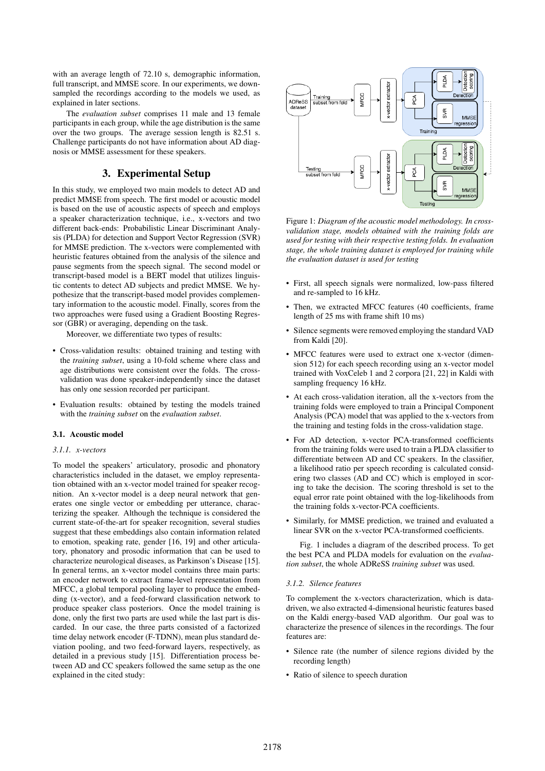with an average length of 72.10 s, demographic information, full transcript, and MMSE score. In our experiments, we downsampled the recordings according to the models we used, as explained in later sections.

The *evaluation subset* comprises 11 male and 13 female participants in each group, while the age distribution is the same over the two groups. The average session length is 82.51 s. Challenge participants do not have information about AD diagnosis or MMSE assessment for these speakers.

## 3. Experimental Setup

In this study, we employed two main models to detect AD and predict MMSE from speech. The first model or acoustic model is based on the use of acoustic aspects of speech and employs a speaker characterization technique, i.e., x-vectors and two different back-ends: Probabilistic Linear Discriminant Analysis (PLDA) for detection and Support Vector Regression (SVR) for MMSE prediction. The x-vectors were complemented with heuristic features obtained from the analysis of the silence and pause segments from the speech signal. The second model or transcript-based model is a BERT model that utilizes linguistic contents to detect AD subjects and predict MMSE. We hypothesize that the transcript-based model provides complementary information to the acoustic model. Finally, scores from the two approaches were fused using a Gradient Boosting Regressor (GBR) or averaging, depending on the task.

Moreover, we differentiate two types of results:

- Cross-validation results: obtained training and testing with the *training subset*, using a 10-fold scheme where class and age distributions were consistent over the folds. The cross-validation was done speaker-independently since the dataset has only one session recorded per participant.
- Evaluation results: obtained by testing the models trained with the *training subset* on the *evaluation subset*.

### 3.1. Acoustic model

#### *3.1.1. x-vectors*

To model the speakers' articulatory, prosodic and phonatory characteristics included in the dataset, we employ representation obtained with an x-vector model trained for speaker recognition. An x-vector model is a deep neural network that generates one single vector or embedding per utterance, characterizing the speaker. Although the technique is considered the current state-of-the-art for speaker recognition, several studies suggest that these embeddings also contain information related to emotion, speaking rate, gender [16, 19] and other articulatory, phonatory and prosodic information that can be used to characterize neurological diseases, as Parkinson's Disease [15]. In general terms, an x-vector model contains three main parts: an encoder network to extract frame-level representation from MFCC, a global temporal pooling layer to produce the embedding (x-vector), and a feed-forward classification network to produce speaker class posteriors. Once the model training is done, only the first two parts are used while the last part is discarded. In our case, the three parts consisted of a factorized time delay network encoder (F-TDNN), mean plus standard deviation pooling, and two feed-forward layers, respectively, as detailed in a previous study [15]. Differentiation process between AD and CC speakers followed the same setup as the one explained in the cited study:

Figure 1: *Diagram of the acoustic model methodology. In cross-validation stage, models obtained with the training folds are used for testing with their respective testing folds. In evaluation stage, the whole training dataset is employed for training while the evaluation dataset is used for testing*

- First, all speech signals were normalized, low-pass filtered and re-sampled to 16 kHz.
- Then, we extracted MFCC features (40 coefficients, frame length of 25 ms with frame shift 10 ms)
- Silence segments were removed employing the standard VAD from Kaldi [20].
- MFCC features were used to extract one x-vector (dimension 512) for each speech recording using an x-vector model trained with VoxCeleb 1 and 2 corpora [21, 22] in Kaldi with sampling frequency 16 kHz.
- At each cross-validation iteration, all the x-vectors from the training folds were employed to train a Principal Component Analysis (PCA) model that was applied to the x-vectors from the training and testing folds in the cross-validation stage.
- For AD detection, x-vector PCA-transformed coefficients from the training folds were used to train a PLDA classifier to differentiate between AD and CC speakers. In the classifier, a likelihood ratio per speech recording is calculated considering two classes (AD and CC) which is employed in scoring to take the decision. The scoring threshold is set to the equal error rate point obtained with the log-likelihoods from the training folds x-vector-PCA coefficients.
- Similarly, for MMSE prediction, we trained and evaluated a linear SVR on the x-vector PCA-transformed coefficients.

Fig. 1 includes a diagram of the described process. To get the best PCA and PLDA models for evaluation on the *evaluation subset*, the whole ADReSS *training subset* was used.

#### *3.1.2. Silence features*

To complement the x-vectors characterization, which is data-driven, we also extracted 4-dimensional heuristic features based on the Kaldi energy-based VAD algorithm. Our goal was to characterize the presence of silences in the recordings. The four features are:

- Silence rate (the number of silence regions divided by the recording length)
- Ratio of silence to speech duration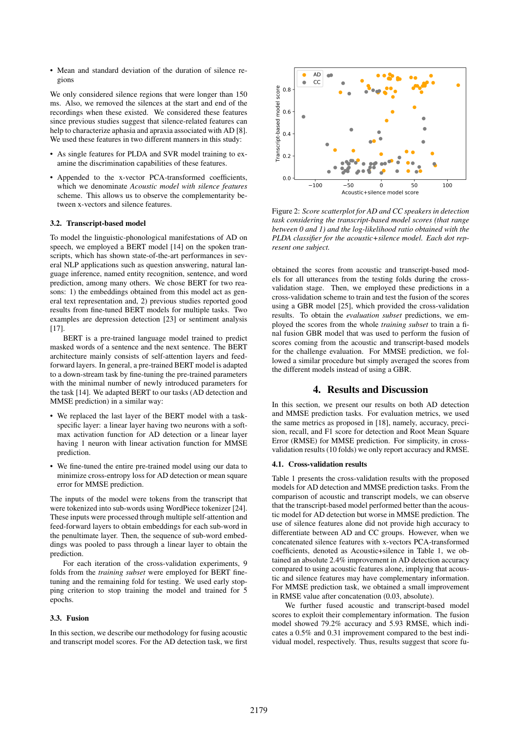- Mean and standard deviation of the duration of silence regions

We only considered silence regions that were longer than 150 ms. Also, we removed the silences at the start and end of the recordings when these existed. We considered these features since previous studies suggest that silence-related features can help to characterize aphasia and apraxia associated with AD [8]. We used these features in two different manners in this study:

- As single features for PLDA and SVR model training to examine the discrimination capabilities of these features.
- Appended to the x-vector PCA-transformed coefficients, which we denominate *Acoustic model with silence features* scheme. This allows us to observe the complementarity between x-vectors and silence features.

### 3.2. Transcript-based model

To model the linguistic-phonological manifestations of AD on speech, we employed a BERT model [14] on the spoken transcripts, which has shown state-of-the-art performances in several NLP applications such as question answering, natural language inference, named entity recognition, sentence, and word prediction, among many others. We chose BERT for two reasons: 1) the embeddings obtained from this model act as general text representation and, 2) previous studies reported good results from fine-tuned BERT models for multiple tasks. Two examples are depression detection [23] or sentiment analysis [17].

BERT is a pre-trained language model trained to predict masked words of a sentence and the next sentence. The BERT architecture mainly consists of self-attention layers and feed-forward layers. In general, a pre-trained BERT model is adapted to a down-stream task by fine-tuning the pre-trained parameters with the minimal number of newly introduced parameters for the task [14]. We adapted BERT to our tasks (AD detection and MMSE prediction) in a similar way:

- We replaced the last layer of the BERT model with a task-specific layer: a linear layer having two neurons with a soft-max activation function for AD detection or a linear layer having 1 neuron with linear activation function for MMSE prediction.
- We fine-tuned the entire pre-trained model using our data to minimize cross-entropy loss for AD detection or mean square error for MMSE prediction.

The inputs of the model were tokens from the transcript that were tokenized into sub-words using WordPiece tokenizer [24]. These inputs were processed through multiple self-attention and feed-forward layers to obtain embeddings for each sub-word in the penultimate layer. Then, the sequence of sub-word embeddings was pooled to pass through a linear layer to obtain the prediction.

For each iteration of the cross-validation experiments, 9 folds from the *training subset* were employed for BERT fine-tuning and the remaining fold for testing. We used early stopping criterion to stop training the model and trained for 5 epochs.

### 3.3. Fusion

In this section, we describe our methodology for fusing acoustic and transcript model scores. For the AD detection task, we first obtained the scores from acoustic and transcript-based models for all utterances from the testing folds during the cross-validation stage. Then, we employed these predictions in a cross-validation scheme to train and test the fusion of the scores using a GBR model [25], which provided the cross-validation results. To obtain the *evaluation subset* predictions, we employed the scores from the whole *training subset* to train a final fusion GBR model that was used to perform the fusion of scores coming from the acoustic and transcript-based models for the challenge evaluation. For MMSE prediction, we followed a similar procedure but simply averaged the scores from the different models instead of using a GBR.

Figure 2: *Score scatterplot for AD and CC speakers in detection task considering the transcript-based model scores (that range between 0 and 1) and the log-likelihood ratio obtained with the PLDA classifier for the acoustic+silence model. Each dot represent one subject.*

## 4. Results and Discussion

In this section, we present our results on both AD detection and MMSE prediction tasks. For evaluation metrics, we used the same metrics as proposed in [18], namely, accuracy, precision, recall, and F1 score for detection and Root Mean Square Error (RMSE) for MMSE prediction. For simplicity, in cross-validation results (10 folds) we only report accuracy and RMSE.

### 4.1. Cross-validation results

Table 1 presents the cross-validation results with the proposed models for AD detection and MMSE prediction tasks. From the comparison of acoustic and transcript models, we can observe that the transcript-based model performed better than the acoustic model for AD detection but worse in MMSE prediction. The use of silence features alone did not provide high accuracy to differentiate between AD and CC groups. However, when we concatenated silence features with x-vectors PCA-transformed coefficients, denoted as Acoustic+silence in Table 1, we obtained an absolute 2.4% improvement in AD detection accuracy compared to using acoustic features alone, implying that acoustic and silence features may have complementary information. For MMSE prediction task, we obtained a small improvement in RMSE value after concatenation (0.03, absolute).

We further fused acoustic and transcript-based model scores to exploit their complementary information. The fusion model showed 79.2% accuracy and 5.93 RMSE, which indicates a 0.5% and 0.31 improvement compared to the best individual model, respectively. Thus, results suggest that score fu-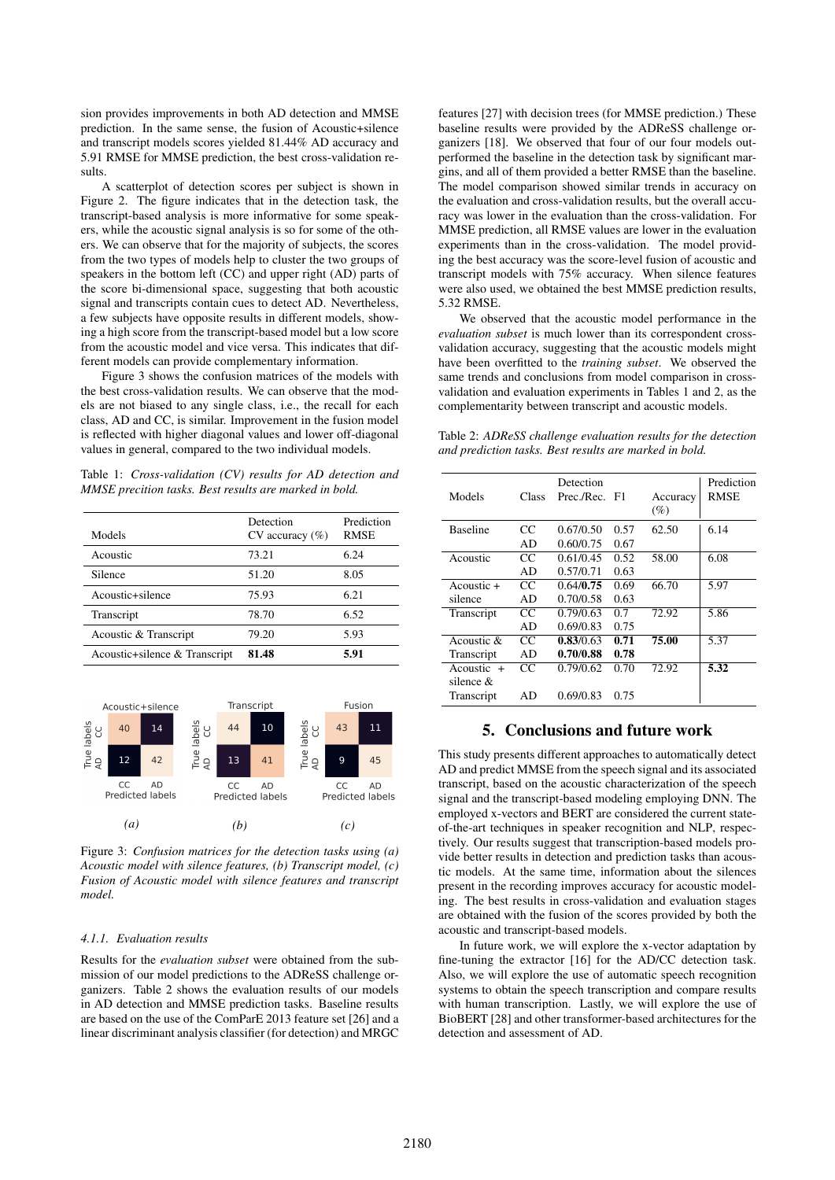sion provides improvements in both AD detection and MMSE prediction. In the same sense, the fusion of Acoustic+silence and transcript models scores yielded 81.44% AD accuracy and 5.91 RMSE for MMSE prediction, the best cross-validation results.

A scatterplot of detection scores per subject is shown in Figure 2. The figure indicates that in the detection task, the transcript-based analysis is more informative for some speakers, while the acoustic signal analysis is so for some of the others. We can observe that for the majority of subjects, the scores from the two types of models help to cluster the two groups of speakers in the bottom left (CC) and upper right (AD) parts of the score bi-dimensional space, suggesting that both acoustic signal and transcripts contain cues to detect AD. Nevertheless, a few subjects have opposite results in different models, showing a high score from the transcript-based model but a low score from the acoustic model and vice versa. This indicates that different models can provide complementary information.

Figure 3 shows the confusion matrices of the models with the best cross-validation results. We can observe that the models are not biased to any single class, i.e., the recall for each class, AD and CC, is similar. Improvement in the fusion model is reflected with higher diagonal values and lower off-diagonal values in general, compared to the two individual models.

Table 1: *Cross-validation (CV) results for AD detection and MMSE precition tasks. Best results are marked in bold.*

| Models | Detection CV accuracy (%) | Prediction RMSE |
|---|---|---|
| Acoustic | 73.21 | 6.24 |
| Silence | 51.20 | 8.05 |
| Acoustic+silence | 75.93 | 6.21 |
| Transcript | 78.70 | 6.52 |
| Acoustic & Transcript | 79.20 | 5.93 |
| Acoustic+silence & Transcript | **81.48** | **5.91** |

(a) Acoustic+silence

| True labels \ Predicted labels | CC | AD |
|---|---|---|
| CC | 40 | 14 |
| AD | 12 | 42 |

(b) Transcript

| True labels \ Predicted labels | CC | AD |
|---|---|---|
| CC | 44 | 10 |
| AD | 13 | 41 |

(c) Fusion

| True labels \ Predicted labels | CC | AD |
|---|---|---|
| CC | 43 | 11 |
| AD | 9 | 45 |

Figure 3: *Confusion matrices for the detection tasks using (a) Acoustic model with silence features, (b) Transcript model, (c) Fusion of Acoustic model with silence features and transcript model.*

#### 4.1.1. Evaluation results

Results for the *evaluation subset* were obtained from the submission of our model predictions to the ADReSS challenge organizers. Table 2 shows the evaluation results of our models in AD detection and MMSE prediction tasks. Baseline results are based on the use of the ComParE 2013 feature set [26] and a linear discriminant analysis classifier (for detection) and MRGC features [27] with decision trees (for MMSE prediction.) These baseline results were provided by the ADReSS challenge organizers [18]. We observed that four of our four models outperformed the baseline in the detection task by significant margins, and all of them provided a better RMSE than the baseline. The model comparison showed similar trends in accuracy on the evaluation and cross-validation results, but the overall accuracy was lower in the evaluation than the cross-validation. For MMSE prediction, all RMSE values are lower in the evaluation experiments than in the cross-validation. The model providing the best accuracy was the score-level fusion of acoustic and transcript models with 75% accuracy. When silence features were also used, we obtained the best MMSE prediction results, 5.32 RMSE.

We observed that the acoustic model performance in the *evaluation subset* is much lower than its correspondent cross-validation accuracy, suggesting that the acoustic models might have been overfitted to the *training subset*. We observed the same trends and conclusions from model comparison in cross-validation and evaluation experiments in Tables 1 and 2, as the complementarity between transcript and acoustic models.

Table 2: *ADReSS challenge evaluation results for the detection and prediction tasks. Best results are marked in bold.*

| Models | Class | Detection Prec./Rec. | F1 | Accuracy (%) | Prediction RMSE |
|---|---|---|---|---|---|
| Baseline | CC | 0.67/0.50 | 0.57 | 62.50 | 6.14 |
| | AD | 0.60/0.75 | 0.67 | | |
| Acoustic | CC | 0.61/0.45 | 0.52 | 58.00 | 6.08 |
| | AD | 0.57/0.71 | 0.63 | | |
| Acoustic + silence | CC | 0.64/**0.75** | 0.69 | 66.70 | 5.97 |
| | AD | 0.70/0.58 | 0.63 | | |
| Transcript | CC | 0.79/0.63 | 0.7 | 72.92 | 5.86 |
| | AD | 0.69/0.83 | 0.75 | | |
| Acoustic & Transcript | CC | **0.83**/0.63 | **0.71** | **75.00** | 5.37 |
| | AD | **0.70/0.88** | **0.78** | | |
| Acoustic + silence & Transcript | CC | 0.79/0.62 | 0.70 | 72.92 | **5.32** |
| | AD | 0.69/0.83 | 0.75 | | |

## 5. Conclusions and future work

This study presents different approaches to automatically detect AD and predict MMSE from the speech signal and its associated transcript, based on the acoustic characterization of the speech signal and the transcript-based modeling employing DNN. The employed x-vectors and BERT are considered the current state-of-the-art techniques in speaker recognition and NLP, respectively. Our results suggest that transcription-based models provide better results in detection and prediction tasks than acoustic models. At the same time, information about the silences present in the recording improves accuracy for acoustic modeling. The best results in cross-validation and evaluation stages are obtained with the fusion of the scores provided by both the acoustic and transcript-based models.

In future work, we will explore the x-vector adaptation by fine-tuning the extractor [16] for the AD/CC detection task. Also, we will explore the use of automatic speech recognition systems to obtain the speech transcription and compare results with human transcription. Lastly, we will explore the use of BioBERT [28] and other transformer-based architectures for the detection and assessment of AD.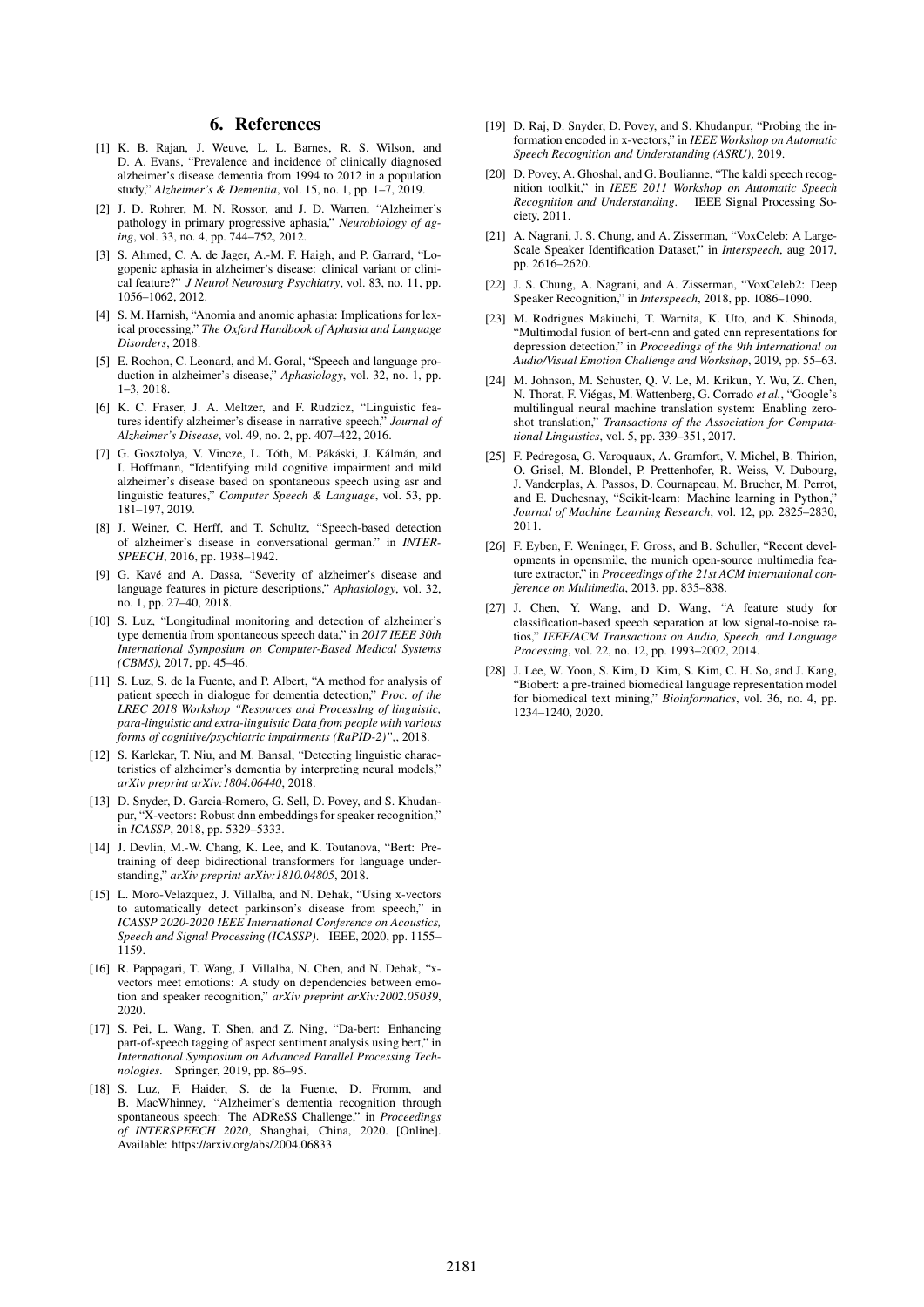## 6. References

[1] K. B. Rajan, J. Weuve, L. L. Barnes, R. S. Wilson, and D. A. Evans, "Prevalence and incidence of clinically diagnosed alzheimer's disease dementia from 1994 to 2012 in a population study," *Alzheimer's & Dementia*, vol. 15, no. 1, pp. 1–7, 2019.

[2] J. D. Rohrer, M. N. Rossor, and J. D. Warren, "Alzheimer's pathology in primary progressive aphasia," *Neurobiology of aging*, vol. 33, no. 4, pp. 744–752, 2012.

[3] S. Ahmed, C. A. de Jager, A.-M. F. Haigh, and P. Garrard, "Logopenic aphasia in alzheimer's disease: clinical variant or clinical feature?" *J Neurol Neurosurg Psychiatry*, vol. 83, no. 11, pp. 1056–1062, 2012.

[4] S. M. Harnish, "Anomia and anomic aphasia: Implications for lexical processing." *The Oxford Handbook of Aphasia and Language Disorders*, 2018.

[5] E. Rochon, C. Leonard, and M. Goral, "Speech and language production in alzheimer's disease," *Aphasiology*, vol. 32, no. 1, pp. 1–3, 2018.

[6] K. C. Fraser, J. A. Meltzer, and F. Rudzicz, "Linguistic features identify alzheimer's disease in narrative speech," *Journal of Alzheimer's Disease*, vol. 49, no. 2, pp. 407–422, 2016.

[7] G. Gosztolya, V. Vincze, L. Tóth, M. Pákáski, J. Kálmán, and I. Hoffmann, "Identifying mild cognitive impairment and mild alzheimer's disease based on spontaneous speech using asr and linguistic features," *Computer Speech & Language*, vol. 53, pp. 181–197, 2019.

[8] J. Weiner, C. Herff, and T. Schultz, "Speech-based detection of alzheimer's disease in conversational german." in *INTERSPEECH*, 2016, pp. 1938–1942.

[9] G. Kavé and A. Dassa, "Severity of alzheimer's disease and language features in picture descriptions," *Aphasiology*, vol. 32, no. 1, pp. 27–40, 2018.

[10] S. Luz, "Longitudinal monitoring and detection of alzheimer's type dementia from spontaneous speech data," in *2017 IEEE 30th International Symposium on Computer-Based Medical Systems (CBMS)*, 2017, pp. 45–46.

[11] S. Luz, S. de la Fuente, and P. Albert, "A method for analysis of patient speech in dialogue for dementia detection," *Proc. of the LREC 2018 Workshop "Resources and ProcessIng of linguistic, para-linguistic and extra-linguistic Data from people with various forms of cognitive/psychiatric impairments (RaPID-2)",*, 2018.

[12] S. Karlekar, T. Niu, and M. Bansal, "Detecting linguistic characteristics of alzheimer's dementia by interpreting neural models," *arXiv preprint arXiv:1804.06440*, 2018.

[13] D. Snyder, D. Garcia-Romero, G. Sell, D. Povey, and S. Khudanpur, "X-vectors: Robust dnn embeddings for speaker recognition," in *ICASSP*, 2018, pp. 5329–5333.

[14] J. Devlin, M.-W. Chang, K. Lee, and K. Toutanova, "Bert: Pre-training of deep bidirectional transformers for language understanding," *arXiv preprint arXiv:1810.04805*, 2018.

[15] L. Moro-Velazquez, J. Villalba, and N. Dehak, "Using x-vectors to automatically detect parkinson's disease from speech," in *ICASSP 2020-2020 IEEE International Conference on Acoustics, Speech and Signal Processing (ICASSP)*. IEEE, 2020, pp. 1155–1159.

[16] R. Pappagari, T. Wang, J. Villalba, N. Chen, and N. Dehak, "x-vectors meet emotions: A study on dependencies between emotion and speaker recognition," *arXiv preprint arXiv:2002.05039*, 2020.

[17] S. Pei, L. Wang, T. Shen, and Z. Ning, "Da-bert: Enhancing part-of-speech tagging of aspect sentiment analysis using bert," in *International Symposium on Advanced Parallel Processing Technologies*. Springer, 2019, pp. 86–95.

[18] S. Luz, F. Haider, S. de la Fuente, D. Fromm, and B. MacWhinney, "Alzheimer's dementia recognition through spontaneous speech: The ADReSS Challenge," in *Proceedings of INTERSPEECH 2020*, Shanghai, China, 2020. [Online]. Available: https://arxiv.org/abs/2004.06833

[19] D. Raj, D. Snyder, D. Povey, and S. Khudanpur, "Probing the information encoded in x-vectors," in *IEEE Workshop on Automatic Speech Recognition and Understanding (ASRU)*, 2019.

[20] D. Povey, A. Ghoshal, and G. Boulianne, "The kaldi speech recognition toolkit," in *IEEE 2011 Workshop on Automatic Speech Recognition and Understanding*. IEEE Signal Processing Society, 2011.

[21] A. Nagrani, J. S. Chung, and A. Zisserman, "VoxCeleb: A Large-Scale Speaker Identification Dataset," in *Interspeech*, aug 2017, pp. 2616–2620.

[22] J. S. Chung, A. Nagrani, and A. Zisserman, "VoxCeleb2: Deep Speaker Recognition," in *Interspeech*, 2018, pp. 1086–1090.

[23] M. Rodrigues Makiuchi, T. Warnita, K. Uto, and K. Shinoda, "Multimodal fusion of bert-cnn and gated cnn representations for depression detection," in *Proceedings of the 9th International on Audio/Visual Emotion Challenge and Workshop*, 2019, pp. 55–63.

[24] M. Johnson, M. Schuster, Q. V. Le, M. Krikun, Y. Wu, Z. Chen, N. Thorat, F. Viégas, M. Wattenberg, G. Corrado *et al.*, "Google's multilingual neural machine translation system: Enabling zero-shot translation," *Transactions of the Association for Computational Linguistics*, vol. 5, pp. 339–351, 2017.

[25] F. Pedregosa, G. Varoquaux, A. Gramfort, V. Michel, B. Thirion, O. Grisel, M. Blondel, P. Prettenhofer, R. Weiss, V. Dubourg, J. Vanderplas, A. Passos, D. Cournapeau, M. Brucher, M. Perrot, and E. Duchesnay, "Scikit-learn: Machine learning in Python," *Journal of Machine Learning Research*, vol. 12, pp. 2825–2830, 2011.

[26] F. Eyben, F. Weninger, F. Gross, and B. Schuller, "Recent developments in opensmile, the munich open-source multimedia feature extractor," in *Proceedings of the 21st ACM international conference on Multimedia*, 2013, pp. 835–838.

[27] J. Chen, Y. Wang, and D. Wang, "A feature study for classification-based speech separation at low signal-to-noise ratios," *IEEE/ACM Transactions on Audio, Speech, and Language Processing*, vol. 22, no. 12, pp. 1993–2002, 2014.

[28] J. Lee, W. Yoon, S. Kim, D. Kim, S. Kim, C. H. So, and J. Kang, "Biobert: a pre-trained biomedical language representation model for biomedical text mining," *Bioinformatics*, vol. 36, no. 4, pp. 1234–1240, 2020.